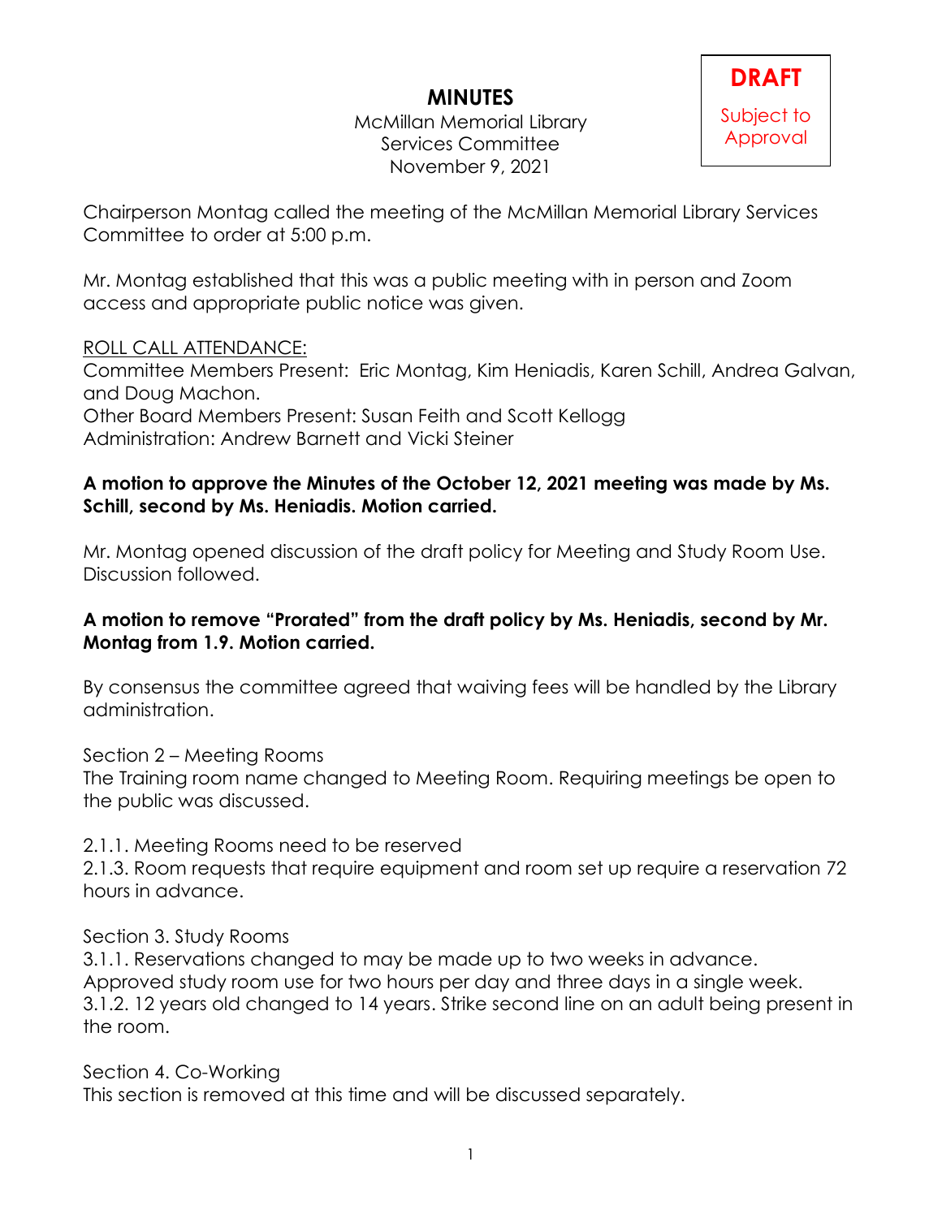# MINUTES

McMillan Memorial Library
Services Committee
November 9, 2021

**DRAFT**

Subject to Approval

Chairperson Montag called the meeting of the McMillan Memorial Library Services Committee to order at 5:00 p.m.

Mr. Montag established that this was a public meeting with in person and Zoom access and appropriate public notice was given.

ROLL CALL ATTENDANCE:
Committee Members Present: Eric Montag, Kim Heniadis, Karen Schill, Andrea Galvan, and Doug Machon.
Other Board Members Present: Susan Feith and Scott Kellogg
Administration: Andrew Barnett and Vicki Steiner

**A motion to approve the Minutes of the October 12, 2021 meeting was made by Ms. Schill, second by Ms. Heniadis. Motion carried.**

Mr. Montag opened discussion of the draft policy for Meeting and Study Room Use. Discussion followed.

**A motion to remove "Prorated" from the draft policy by Ms. Heniadis, second by Mr. Montag from 1.9. Motion carried.**

By consensus the committee agreed that waiving fees will be handled by the Library administration.

Section 2 – Meeting Rooms
The Training room name changed to Meeting Room. Requiring meetings be open to the public was discussed.

2.1.1. Meeting Rooms need to be reserved
2.1.3. Room requests that require equipment and room set up require a reservation 72 hours in advance.

Section 3. Study Rooms
3.1.1. Reservations changed to may be made up to two weeks in advance. Approved study room use for two hours per day and three days in a single week.
3.1.2. 12 years old changed to 14 years. Strike second line on an adult being present in the room.

Section 4. Co-Working
This section is removed at this time and will be discussed separately.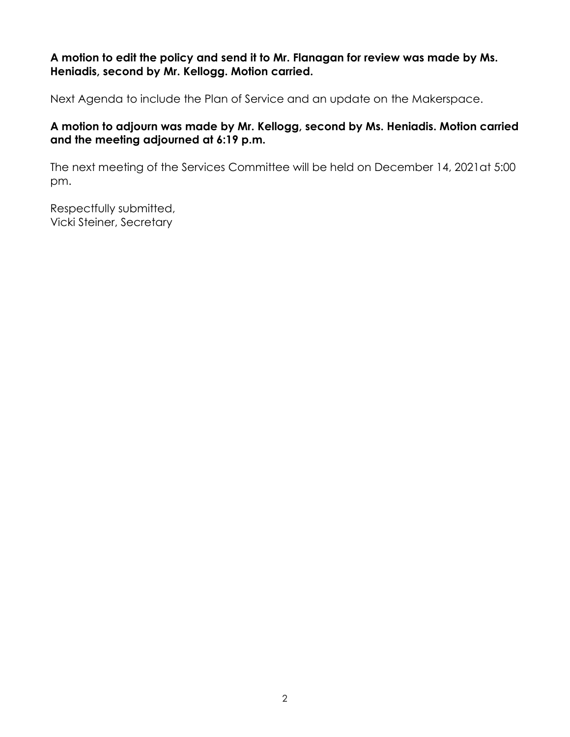**A motion to edit the policy and send it to Mr. Flanagan for review was made by Ms. Heniadis, second by Mr. Kellogg. Motion carried.**

Next Agenda to include the Plan of Service and an update on the Makerspace.

**A motion to adjourn was made by Mr. Kellogg, second by Ms. Heniadis. Motion carried and the meeting adjourned at 6:19 p.m.**

The next meeting of the Services Committee will be held on December 14, 2021at 5:00 pm.

Respectfully submitted,
Vicki Steiner, Secretary